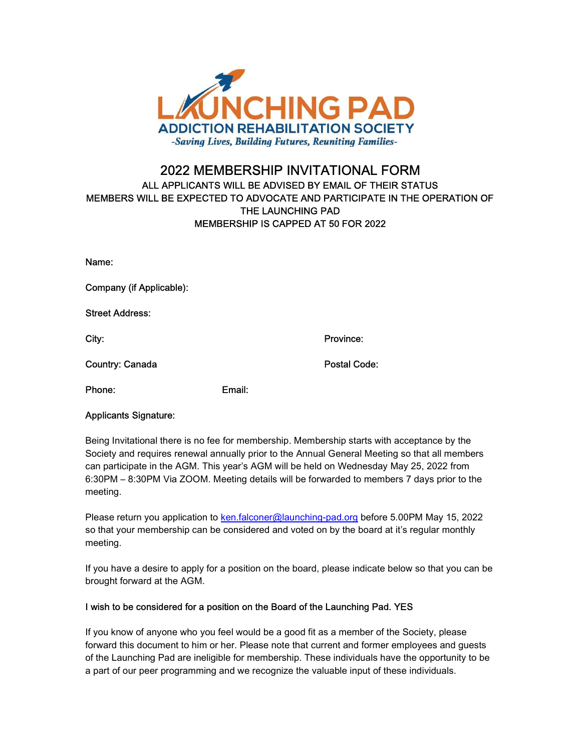# LAUNCHING PAD

## ADDICTION REHABILITATION SOCIETY

*-Saving Lives, Building Futures, Reuniting Families-*

## 2022 MEMBERSHIP INVITATIONAL FORM

ALL APPLICANTS WILL BE ADVISED BY EMAIL OF THEIR STATUS
MEMBERS WILL BE EXPECTED TO ADVOCATE AND PARTICIPATE IN THE OPERATION OF THE LAUNCHING PAD
MEMBERSHIP IS CAPPED AT 50 FOR 2022

Name:

Company (if Applicable):

Street Address:

City: Province:

Country: Canada Postal Code:

Phone: Email:

Applicants Signature:

Being Invitational there is no fee for membership. Membership starts with acceptance by the Society and requires renewal annually prior to the Annual General Meeting so that all members can participate in the AGM. This year's AGM will be held on Wednesday May 25, 2022 from 6:30PM – 8:30PM Via ZOOM. Meeting details will be forwarded to members 7 days prior to the meeting.

Please return you application to ken.falconer@launching-pad.org before 5.00PM May 15, 2022 so that your membership can be considered and voted on by the board at it's regular monthly meeting.

If you have a desire to apply for a position on the board, please indicate below so that you can be brought forward at the AGM.

I wish to be considered for a position on the Board of the Launching Pad. YES

If you know of anyone who you feel would be a good fit as a member of the Society, please forward this document to him or her. Please note that current and former employees and guests of the Launching Pad are ineligible for membership. These individuals have the opportunity to be a part of our peer programming and we recognize the valuable input of these individuals.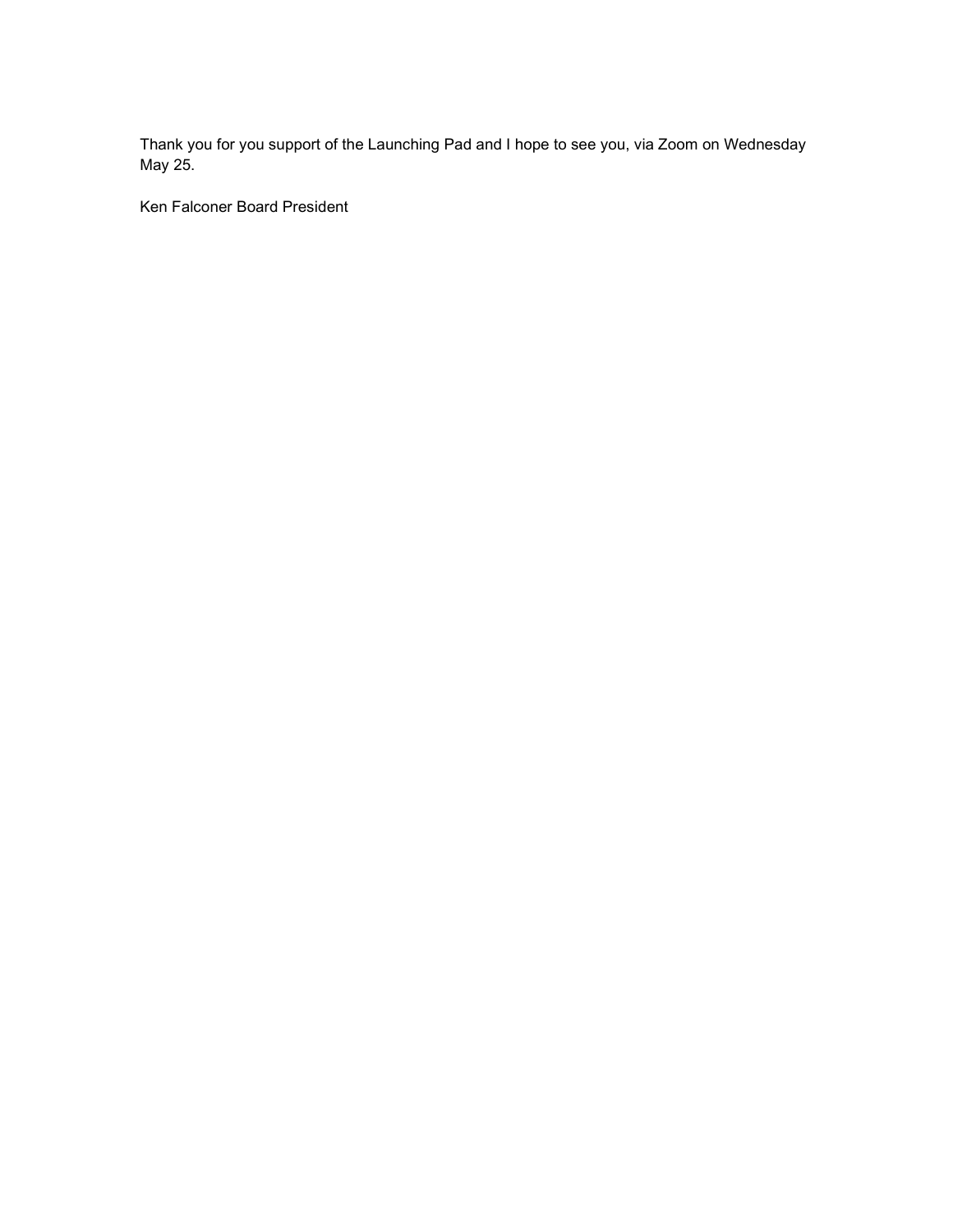Thank you for you support of the Launching Pad and I hope to see you, via Zoom on Wednesday May 25.

Ken Falconer Board President